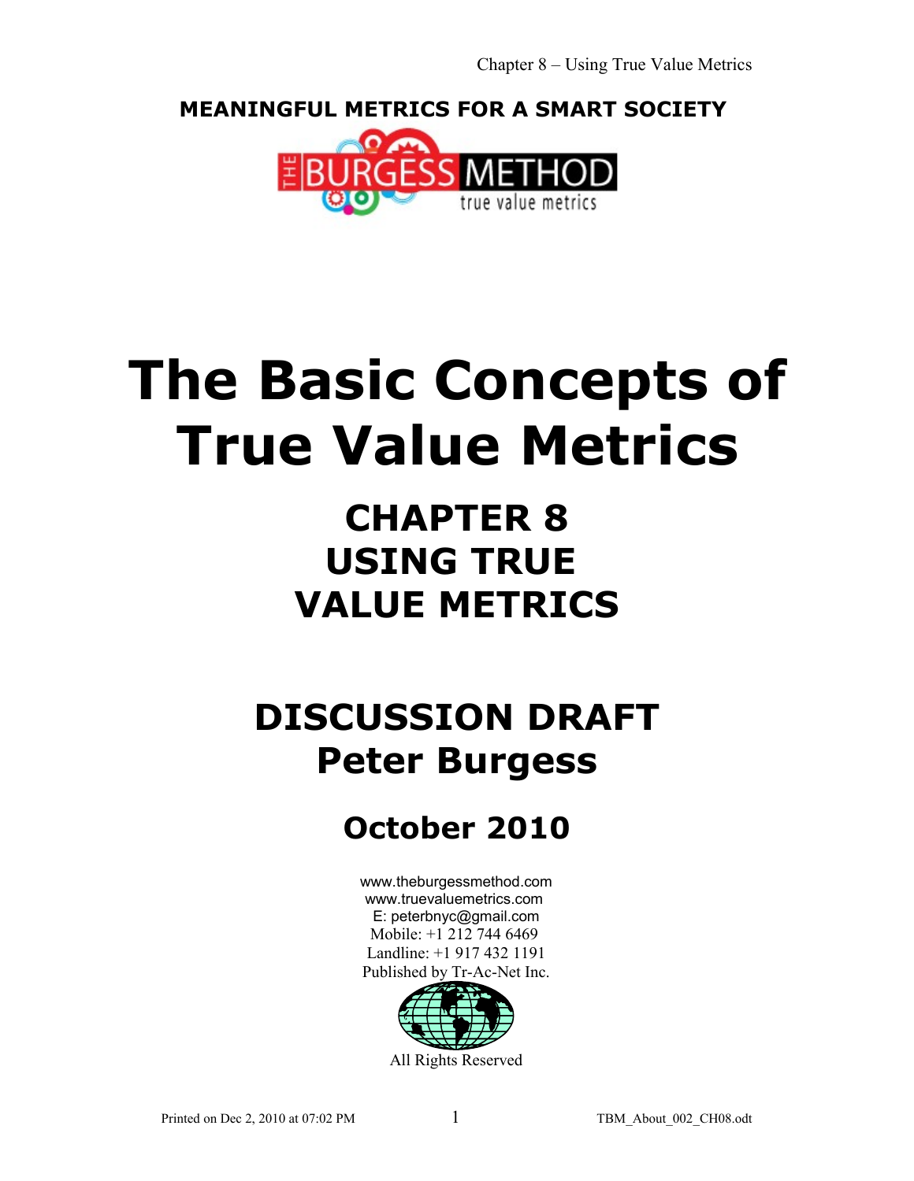**MEANINGFUL METRICS FOR A SMART SOCIETY**

# The Basic Concepts of True Value Metrics

## CHAPTER 8
## USING TRUE VALUE METRICS

## DISCUSSION DRAFT
## Peter Burgess

## October 2010

www.theburgessmethod.com
www.truevaluemetrics.com
E: peterbnyc@gmail.com
Mobile: +1 212 744 6469
Landline: +1 917 432 1191
Published by Tr-Ac-Net Inc.

All Rights Reserved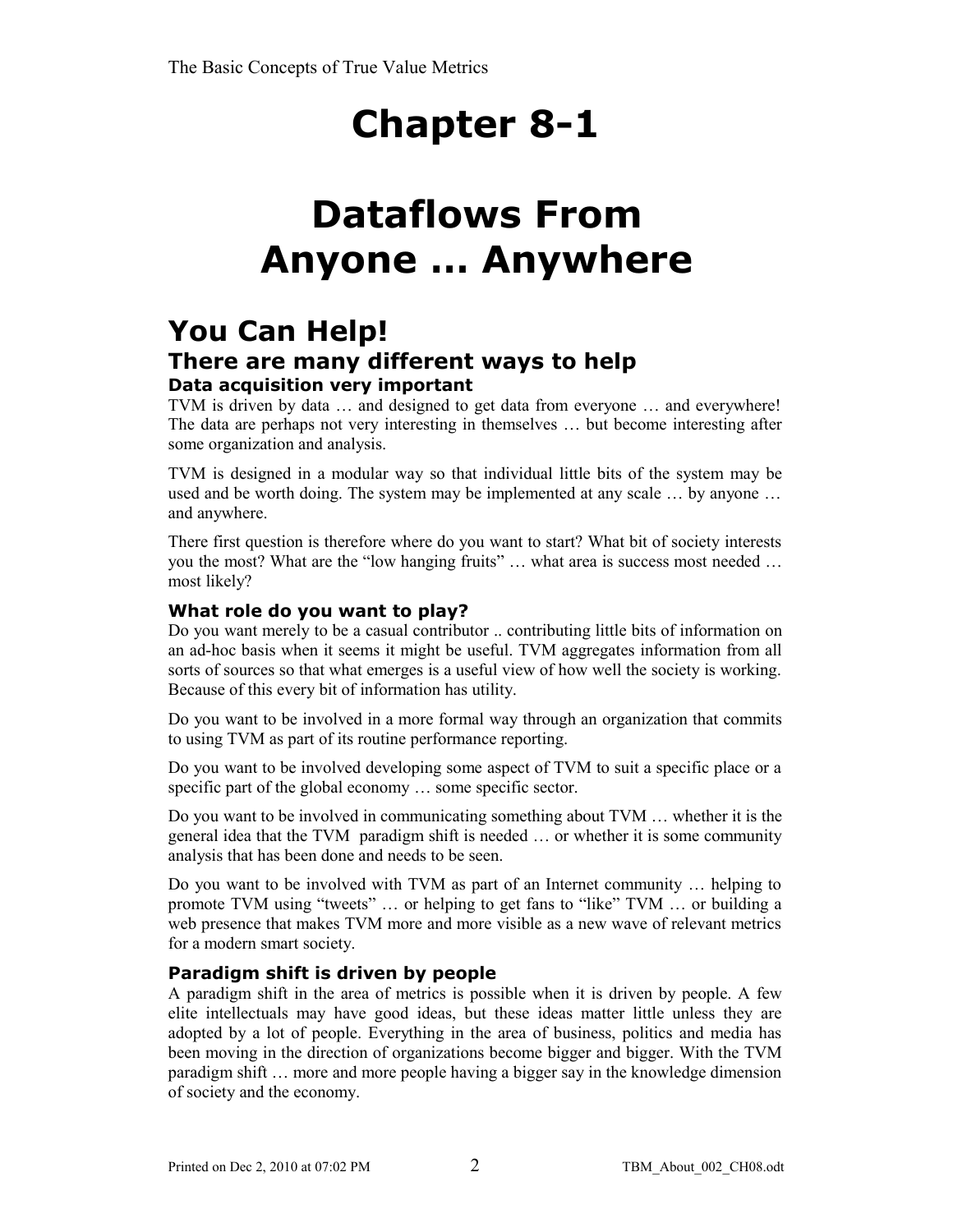# Chapter 8-1

# Dataflows From Anyone … Anywhere

## You Can Help!

### There are many different ways to help

#### Data acquisition very important

TVM is driven by data … and designed to get data from everyone … and everywhere! The data are perhaps not very interesting in themselves … but become interesting after some organization and analysis.

TVM is designed in a modular way so that individual little bits of the system may be used and be worth doing. The system may be implemented at any scale … by anyone … and anywhere.

There first question is therefore where do you want to start? What bit of society interests you the most? What are the "low hanging fruits" … what area is success most needed … most likely?

#### What role do you want to play?

Do you want merely to be a casual contributor .. contributing little bits of information on an ad-hoc basis when it seems it might be useful. TVM aggregates information from all sorts of sources so that what emerges is a useful view of how well the society is working. Because of this every bit of information has utility.

Do you want to be involved in a more formal way through an organization that commits to using TVM as part of its routine performance reporting.

Do you want to be involved developing some aspect of TVM to suit a specific place or a specific part of the global economy … some specific sector.

Do you want to be involved in communicating something about TVM … whether it is the general idea that the TVM paradigm shift is needed … or whether it is some community analysis that has been done and needs to be seen.

Do you want to be involved with TVM as part of an Internet community … helping to promote TVM using "tweets" … or helping to get fans to "like" TVM … or building a web presence that makes TVM more and more visible as a new wave of relevant metrics for a modern smart society.

#### Paradigm shift is driven by people

A paradigm shift in the area of metrics is possible when it is driven by people. A few elite intellectuals may have good ideas, but these ideas matter little unless they are adopted by a lot of people. Everything in the area of business, politics and media has been moving in the direction of organizations become bigger and bigger. With the TVM paradigm shift … more and more people having a bigger say in the knowledge dimension of society and the economy.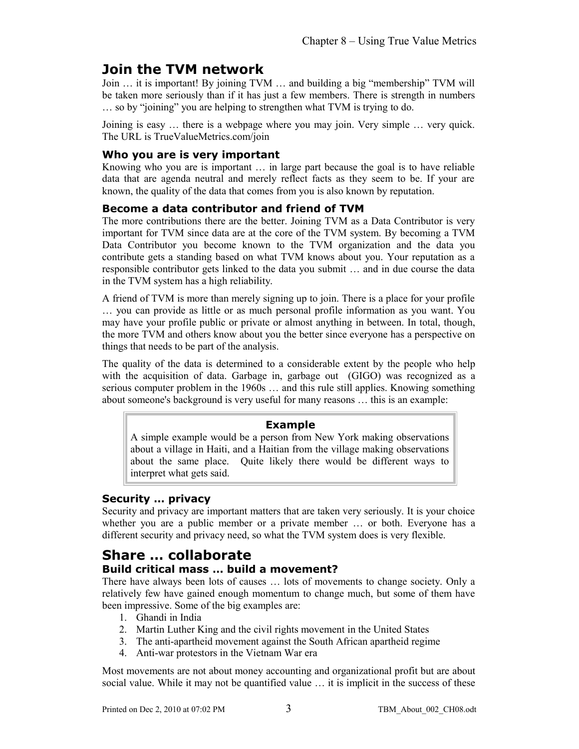# Join the TVM network

Join … it is important! By joining TVM … and building a big "membership" TVM will be taken more seriously than if it has just a few members. There is strength in numbers … so by "joining" you are helping to strengthen what TVM is trying to do.

Joining is easy … there is a webpage where you may join. Very simple … very quick. The URL is TrueValueMetrics.com/join

## Who you are is very important

Knowing who you are is important … in large part because the goal is to have reliable data that are agenda neutral and merely reflect facts as they seem to be. If your are known, the quality of the data that comes from you is also known by reputation.

## Become a data contributor and friend of TVM

The more contributions there are the better. Joining TVM as a Data Contributor is very important for TVM since data are at the core of the TVM system. By becoming a TVM Data Contributor you become known to the TVM organization and the data you contribute gets a standing based on what TVM knows about you. Your reputation as a responsible contributor gets linked to the data you submit … and in due course the data in the TVM system has a high reliability.

A friend of TVM is more than merely signing up to join. There is a place for your profile … you can provide as little or as much personal profile information as you want. You may have your profile public or private or almost anything in between. In total, though, the more TVM and others know about you the better since everyone has a perspective on things that needs to be part of the analysis.

The quality of the data is determined to a considerable extent by the people who help with the acquisition of data. Garbage in, garbage out (GIGO) was recognized as a serious computer problem in the 1960s … and this rule still applies. Knowing something about someone's background is very useful for many reasons … this is an example:

> **Example**
>
> A simple example would be a person from New York making observations about a village in Haiti, and a Haitian from the village making observations about the same place. Quite likely there would be different ways to interpret what gets said.

## Security … privacy

Security and privacy are important matters that are taken very seriously. It is your choice whether you are a public member or a private member … or both. Everyone has a different security and privacy need, so what the TVM system does is very flexible.

# Share … collaborate

## Build critical mass … build a movement?

There have always been lots of causes … lots of movements to change society. Only a relatively few have gained enough momentum to change much, but some of them have been impressive. Some of the big examples are:

1. Ghandi in India
2. Martin Luther King and the civil rights movement in the United States
3. The anti-apartheid movement against the South African apartheid regime
4. Anti-war protestors in the Vietnam War era

Most movements are not about money accounting and organizational profit but are about social value. While it may not be quantified value … it is implicit in the success of these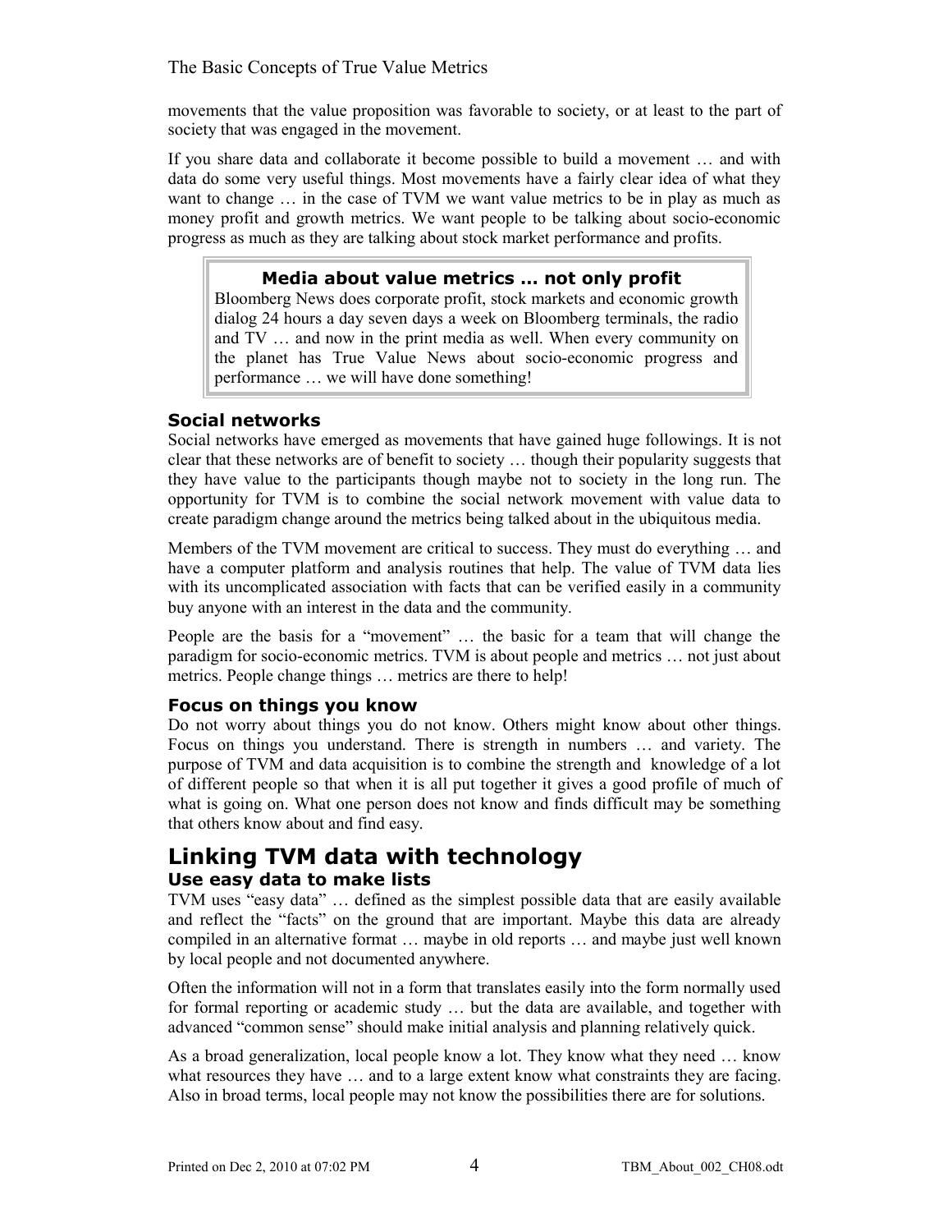movements that the value proposition was favorable to society, or at least to the part of society that was engaged in the movement.

If you share data and collaborate it become possible to build a movement … and with data do some very useful things. Most movements have a fairly clear idea of what they want to change … in the case of TVM we want value metrics to be in play as much as money profit and growth metrics. We want people to be talking about socio-economic progress as much as they are talking about stock market performance and profits.

> **Media about value metrics … not only profit**
>
> Bloomberg News does corporate profit, stock markets and economic growth dialog 24 hours a day seven days a week on Bloomberg terminals, the radio and TV … and now in the print media as well. When every community on the planet has True Value News about socio-economic progress and performance … we will have done something!

### Social networks

Social networks have emerged as movements that have gained huge followings. It is not clear that these networks are of benefit to society … though their popularity suggests that they have value to the participants though maybe not to society in the long run. The opportunity for TVM is to combine the social network movement with value data to create paradigm change around the metrics being talked about in the ubiquitous media.

Members of the TVM movement are critical to success. They must do everything … and have a computer platform and analysis routines that help. The value of TVM data lies with its uncomplicated association with facts that can be verified easily in a community buy anyone with an interest in the data and the community.

People are the basis for a "movement" … the basic for a team that will change the paradigm for socio-economic metrics. TVM is about people and metrics … not just about metrics. People change things … metrics are there to help!

### Focus on things you know

Do not worry about things you do not know. Others might know about other things. Focus on things you understand. There is strength in numbers … and variety. The purpose of TVM and data acquisition is to combine the strength and knowledge of a lot of different people so that when it is all put together it gives a good profile of much of what is going on. What one person does not know and finds difficult may be something that others know about and find easy.

## Linking TVM data with technology

### Use easy data to make lists

TVM uses "easy data" … defined as the simplest possible data that are easily available and reflect the "facts" on the ground that are important. Maybe this data are already compiled in an alternative format … maybe in old reports … and maybe just well known by local people and not documented anywhere.

Often the information will not in a form that translates easily into the form normally used for formal reporting or academic study … but the data are available, and together with advanced "common sense" should make initial analysis and planning relatively quick.

As a broad generalization, local people know a lot. They know what they need … know what resources they have … and to a large extent know what constraints they are facing. Also in broad terms, local people may not know the possibilities there are for solutions.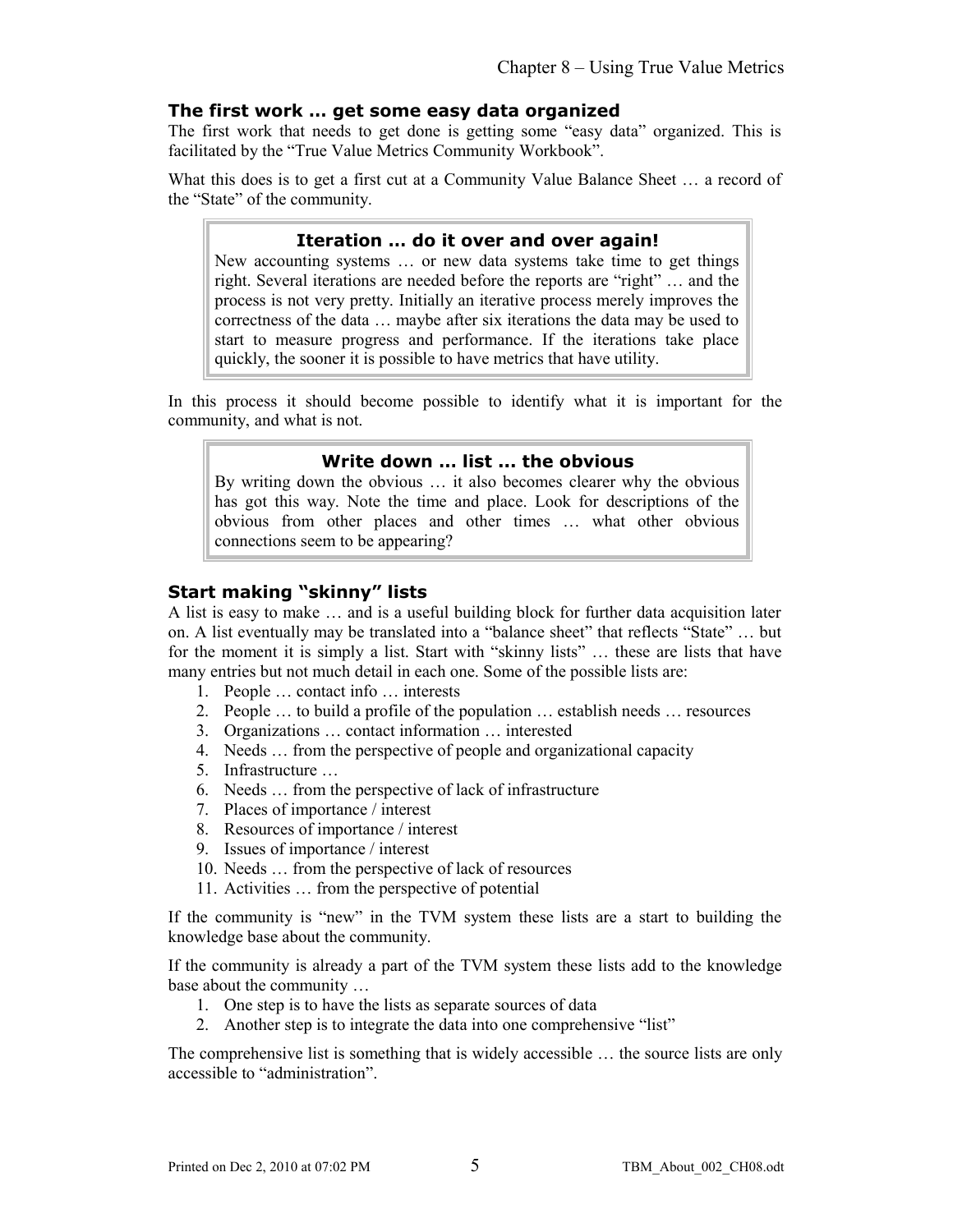### The first work … get some easy data organized

The first work that needs to get done is getting some "easy data" organized. This is facilitated by the "True Value Metrics Community Workbook".

What this does is to get a first cut at a Community Value Balance Sheet … a record of the "State" of the community.

> **Iteration … do it over and over again!**
>
> New accounting systems … or new data systems take time to get things right. Several iterations are needed before the reports are "right" … and the process is not very pretty. Initially an iterative process merely improves the correctness of the data … maybe after six iterations the data may be used to start to measure progress and performance. If the iterations take place quickly, the sooner it is possible to have metrics that have utility.

In this process it should become possible to identify what it is important for the community, and what is not.

> **Write down … list … the obvious**
>
> By writing down the obvious … it also becomes clearer why the obvious has got this way. Note the time and place. Look for descriptions of the obvious from other places and other times … what other obvious connections seem to be appearing?

### Start making "skinny" lists

A list is easy to make … and is a useful building block for further data acquisition later on. A list eventually may be translated into a "balance sheet" that reflects "State" … but for the moment it is simply a list. Start with "skinny lists" … these are lists that have many entries but not much detail in each one. Some of the possible lists are:

1. People … contact info … interests
2. People … to build a profile of the population … establish needs … resources
3. Organizations … contact information … interested
4. Needs … from the perspective of people and organizational capacity
5. Infrastructure …
6. Needs … from the perspective of lack of infrastructure
7. Places of importance / interest
8. Resources of importance / interest
9. Issues of importance / interest
10. Needs … from the perspective of lack of resources
11. Activities … from the perspective of potential

If the community is "new" in the TVM system these lists are a start to building the knowledge base about the community.

If the community is already a part of the TVM system these lists add to the knowledge base about the community …

1. One step is to have the lists as separate sources of data
2. Another step is to integrate the data into one comprehensive "list"

The comprehensive list is something that is widely accessible … the source lists are only accessible to "administration".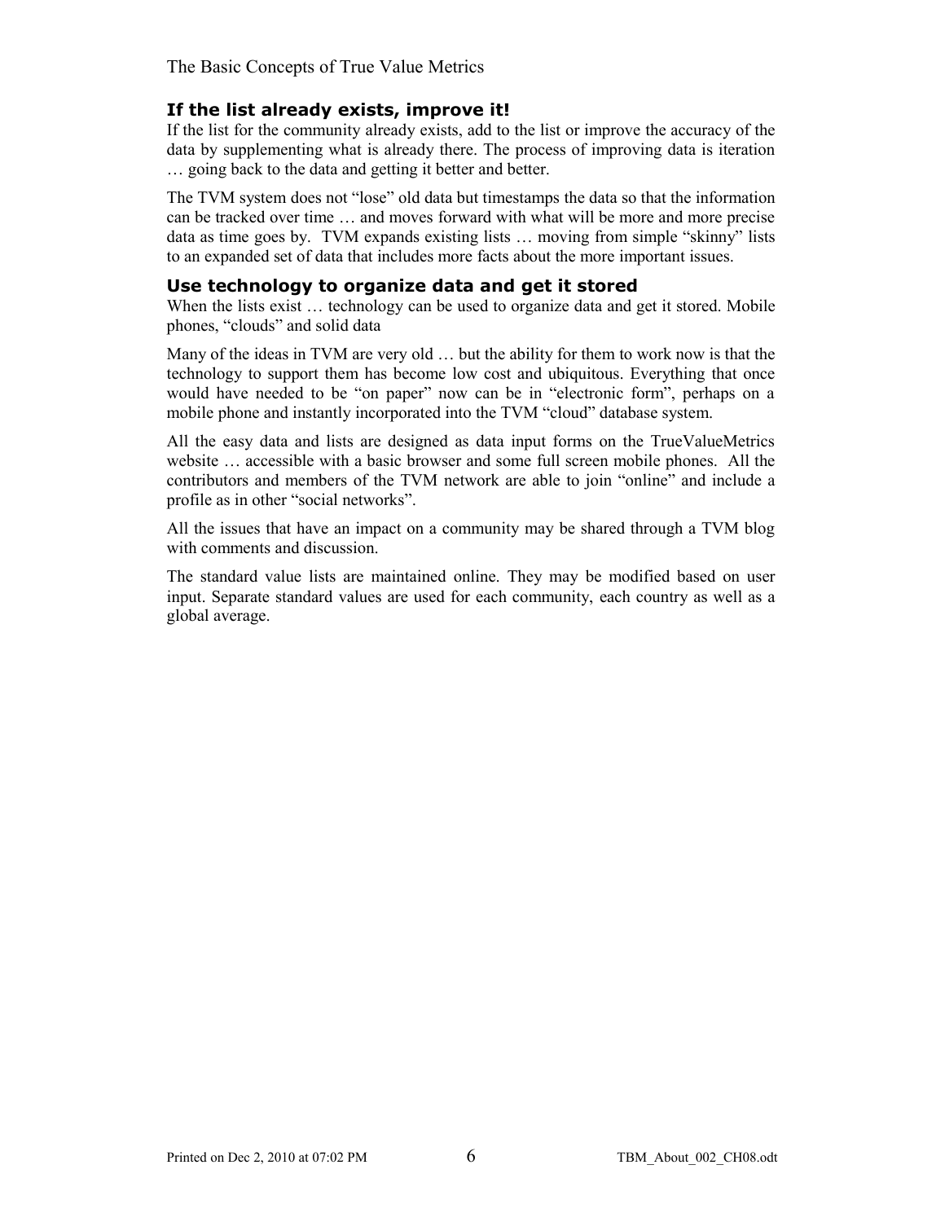### If the list already exists, improve it!

If the list for the community already exists, add to the list or improve the accuracy of the data by supplementing what is already there. The process of improving data is iteration … going back to the data and getting it better and better.

The TVM system does not "lose" old data but timestamps the data so that the information can be tracked over time … and moves forward with what will be more and more precise data as time goes by. TVM expands existing lists … moving from simple "skinny" lists to an expanded set of data that includes more facts about the more important issues.

### Use technology to organize data and get it stored

When the lists exist … technology can be used to organize data and get it stored. Mobile phones, "clouds" and solid data

Many of the ideas in TVM are very old … but the ability for them to work now is that the technology to support them has become low cost and ubiquitous. Everything that once would have needed to be "on paper" now can be in "electronic form", perhaps on a mobile phone and instantly incorporated into the TVM "cloud" database system.

All the easy data and lists are designed as data input forms on the TrueValueMetrics website … accessible with a basic browser and some full screen mobile phones. All the contributors and members of the TVM network are able to join "online" and include a profile as in other "social networks".

All the issues that have an impact on a community may be shared through a TVM blog with comments and discussion.

The standard value lists are maintained online. They may be modified based on user input. Separate standard values are used for each community, each country as well as a global average.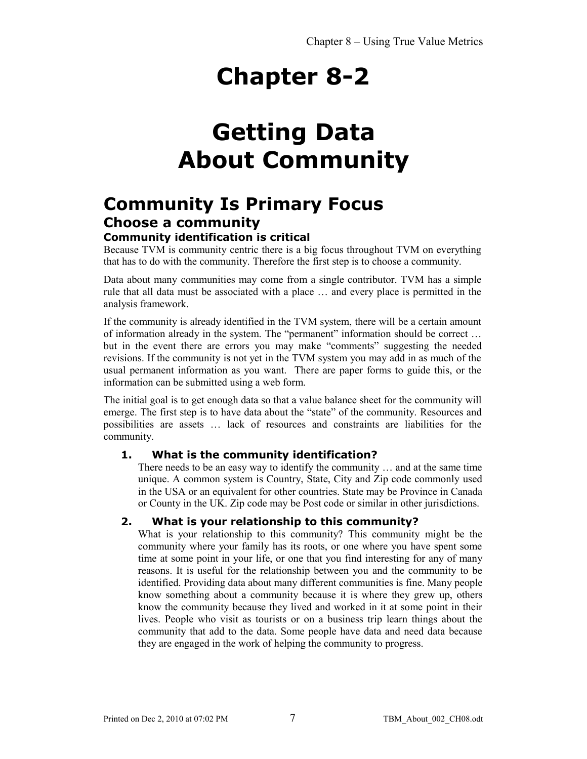# Chapter 8-2

# Getting Data About Community

## Community Is Primary Focus

### Choose a community

#### Community identification is critical

Because TVM is community centric there is a big focus throughout TVM on everything that has to do with the community. Therefore the first step is to choose a community.

Data about many communities may come from a single contributor. TVM has a simple rule that all data must be associated with a place … and every place is permitted in the analysis framework.

If the community is already identified in the TVM system, there will be a certain amount of information already in the system. The "permanent" information should be correct … but in the event there are errors you may make "comments" suggesting the needed revisions. If the community is not yet in the TVM system you may add in as much of the usual permanent information as you want. There are paper forms to guide this, or the information can be submitted using a web form.

The initial goal is to get enough data so that a value balance sheet for the community will emerge. The first step is to have data about the "state" of the community. Resources and possibilities are assets … lack of resources and constraints are liabilities for the community.

1. **What is the community identification?**
   There needs to be an easy way to identify the community … and at the same time unique. A common system is Country, State, City and Zip code commonly used in the USA or an equivalent for other countries. State may be Province in Canada or County in the UK. Zip code may be Post code or similar in other jurisdictions.

2. **What is your relationship to this community?**
   What is your relationship to this community? This community might be the community where your family has its roots, or one where you have spent some time at some point in your life, or one that you find interesting for any of many reasons. It is useful for the relationship between you and the community to be identified. Providing data about many different communities is fine. Many people know something about a community because it is where they grew up, others know the community because they lived and worked in it at some point in their lives. People who visit as tourists or on a business trip learn things about the community that add to the data. Some people have data and need data because they are engaged in the work of helping the community to progress.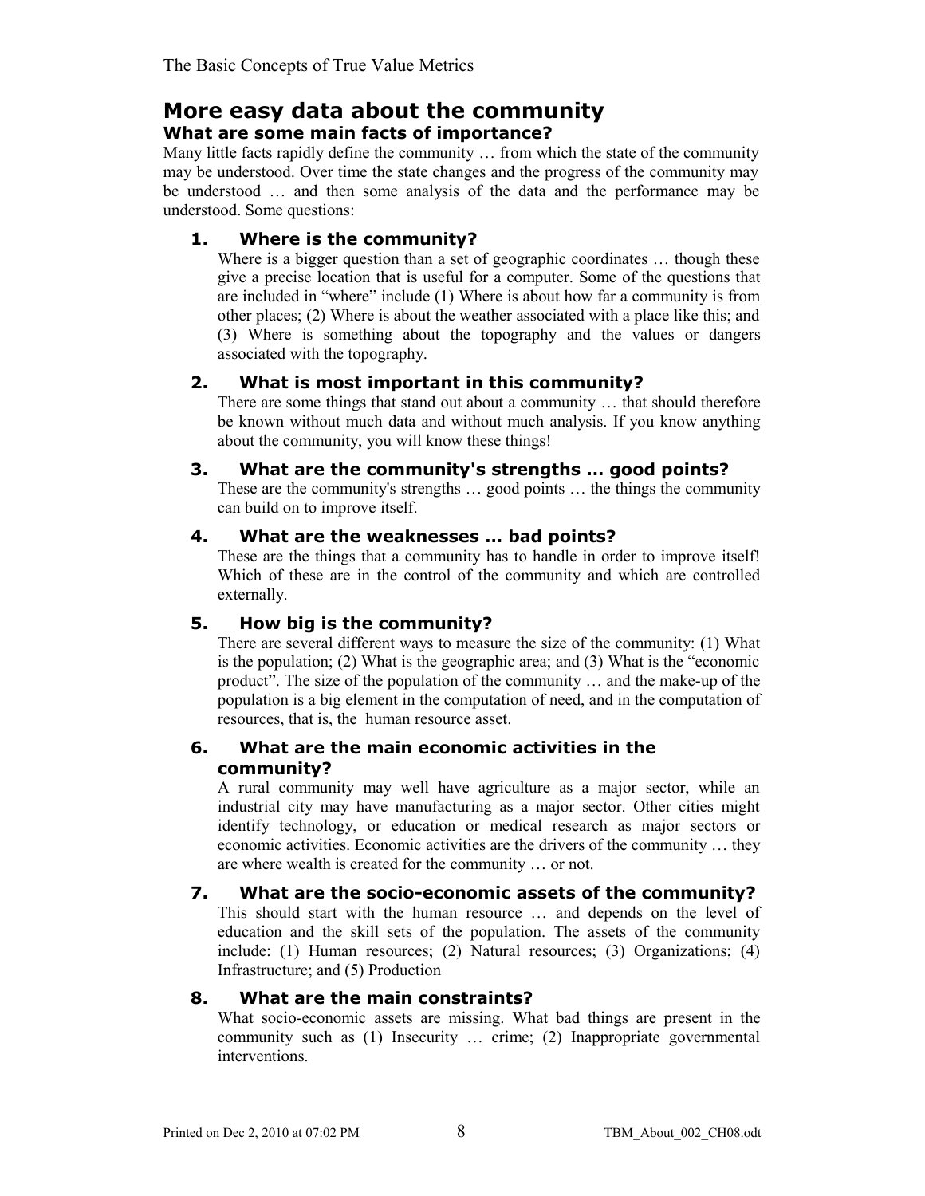## More easy data about the community

### What are some main facts of importance?

Many little facts rapidly define the community … from which the state of the community may be understood. Over time the state changes and the progress of the community may be understood … and then some analysis of the data and the performance may be understood. Some questions:

1. **Where is the community?**

   Where is a bigger question than a set of geographic coordinates … though these give a precise location that is useful for a computer. Some of the questions that are included in "where" include (1) Where is about how far a community is from other places; (2) Where is about the weather associated with a place like this; and (3) Where is something about the topography and the values or dangers associated with the topography.

2. **What is most important in this community?**

   There are some things that stand out about a community … that should therefore be known without much data and without much analysis. If you know anything about the community, you will know these things!

3. **What are the community's strengths … good points?**

   These are the community's strengths … good points … the things the community can build on to improve itself.

4. **What are the weaknesses … bad points?**

   These are the things that a community has to handle in order to improve itself! Which of these are in the control of the community and which are controlled externally.

5. **How big is the community?**

   There are several different ways to measure the size of the community: (1) What is the population; (2) What is the geographic area; and (3) What is the "economic product". The size of the population of the community … and the make-up of the population is a big element in the computation of need, and in the computation of resources, that is, the human resource asset.

6. **What are the main economic activities in the community?**

   A rural community may well have agriculture as a major sector, while an industrial city may have manufacturing as a major sector. Other cities might identify technology, or education or medical research as major sectors or economic activities. Economic activities are the drivers of the community … they are where wealth is created for the community … or not.

7. **What are the socio-economic assets of the community?**

   This should start with the human resource … and depends on the level of education and the skill sets of the population. The assets of the community include: (1) Human resources; (2) Natural resources; (3) Organizations; (4) Infrastructure; and (5) Production

8. **What are the main constraints?**

   What socio-economic assets are missing. What bad things are present in the community such as (1) Insecurity … crime; (2) Inappropriate governmental interventions.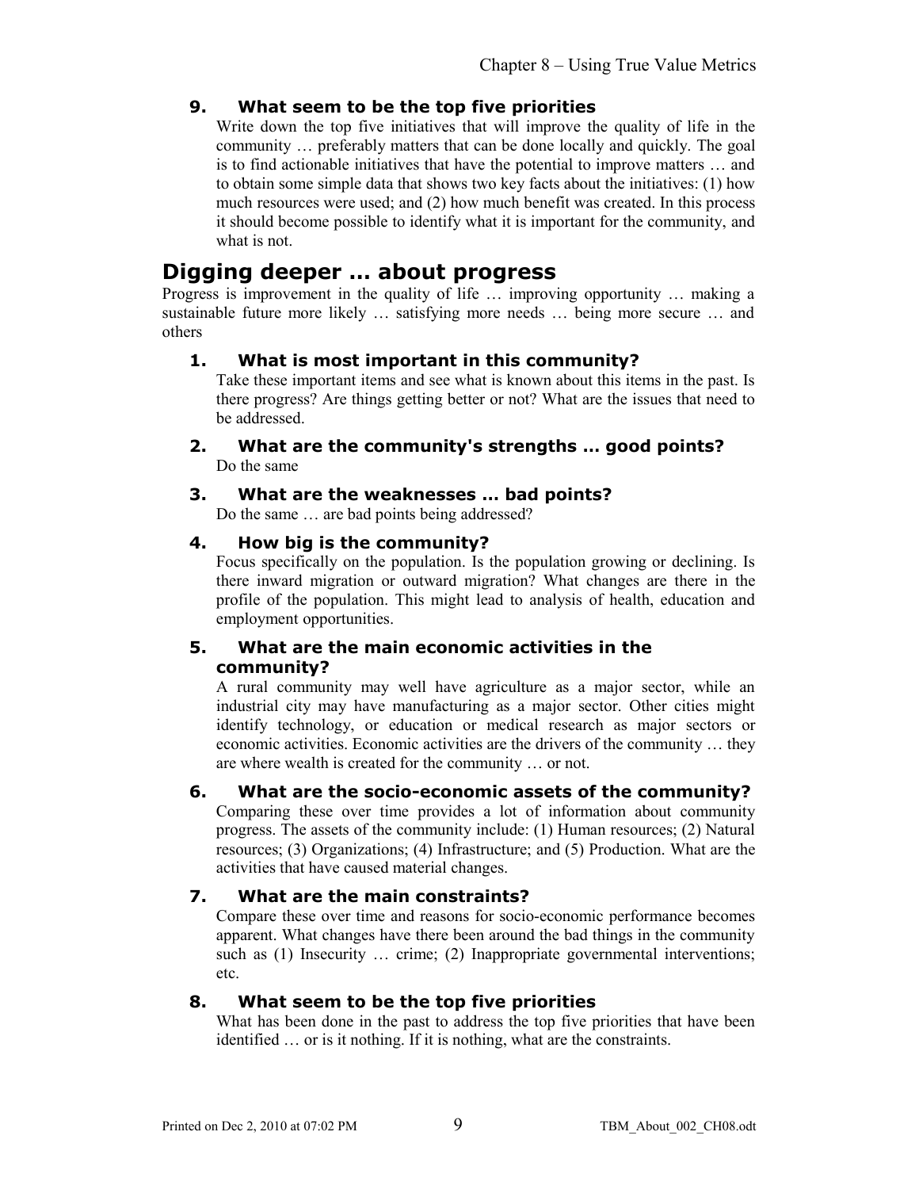### 9. What seem to be the top five priorities

Write down the top five initiatives that will improve the quality of life in the community … preferably matters that can be done locally and quickly. The goal is to find actionable initiatives that have the potential to improve matters … and to obtain some simple data that shows two key facts about the initiatives: (1) how much resources were used; and (2) how much benefit was created. In this process it should become possible to identify what it is important for the community, and what is not.

## Digging deeper … about progress

Progress is improvement in the quality of life … improving opportunity … making a sustainable future more likely … satisfying more needs … being more secure … and others

### 1. What is most important in this community?

Take these important items and see what is known about this items in the past. Is there progress? Are things getting better or not? What are the issues that need to be addressed.

### 2. What are the community's strengths … good points?

Do the same

### 3. What are the weaknesses … bad points?

Do the same … are bad points being addressed?

### 4. How big is the community?

Focus specifically on the population. Is the population growing or declining. Is there inward migration or outward migration? What changes are there in the profile of the population. This might lead to analysis of health, education and employment opportunities.

### 5. What are the main economic activities in the community?

A rural community may well have agriculture as a major sector, while an industrial city may have manufacturing as a major sector. Other cities might identify technology, or education or medical research as major sectors or economic activities. Economic activities are the drivers of the community … they are where wealth is created for the community … or not.

### 6. What are the socio-economic assets of the community?

Comparing these over time provides a lot of information about community progress. The assets of the community include: (1) Human resources; (2) Natural resources; (3) Organizations; (4) Infrastructure; and (5) Production. What are the activities that have caused material changes.

### 7. What are the main constraints?

Compare these over time and reasons for socio-economic performance becomes apparent. What changes have there been around the bad things in the community such as (1) Insecurity … crime; (2) Inappropriate governmental interventions; etc.

### 8. What seem to be the top five priorities

What has been done in the past to address the top five priorities that have been identified … or is it nothing. If it is nothing, what are the constraints.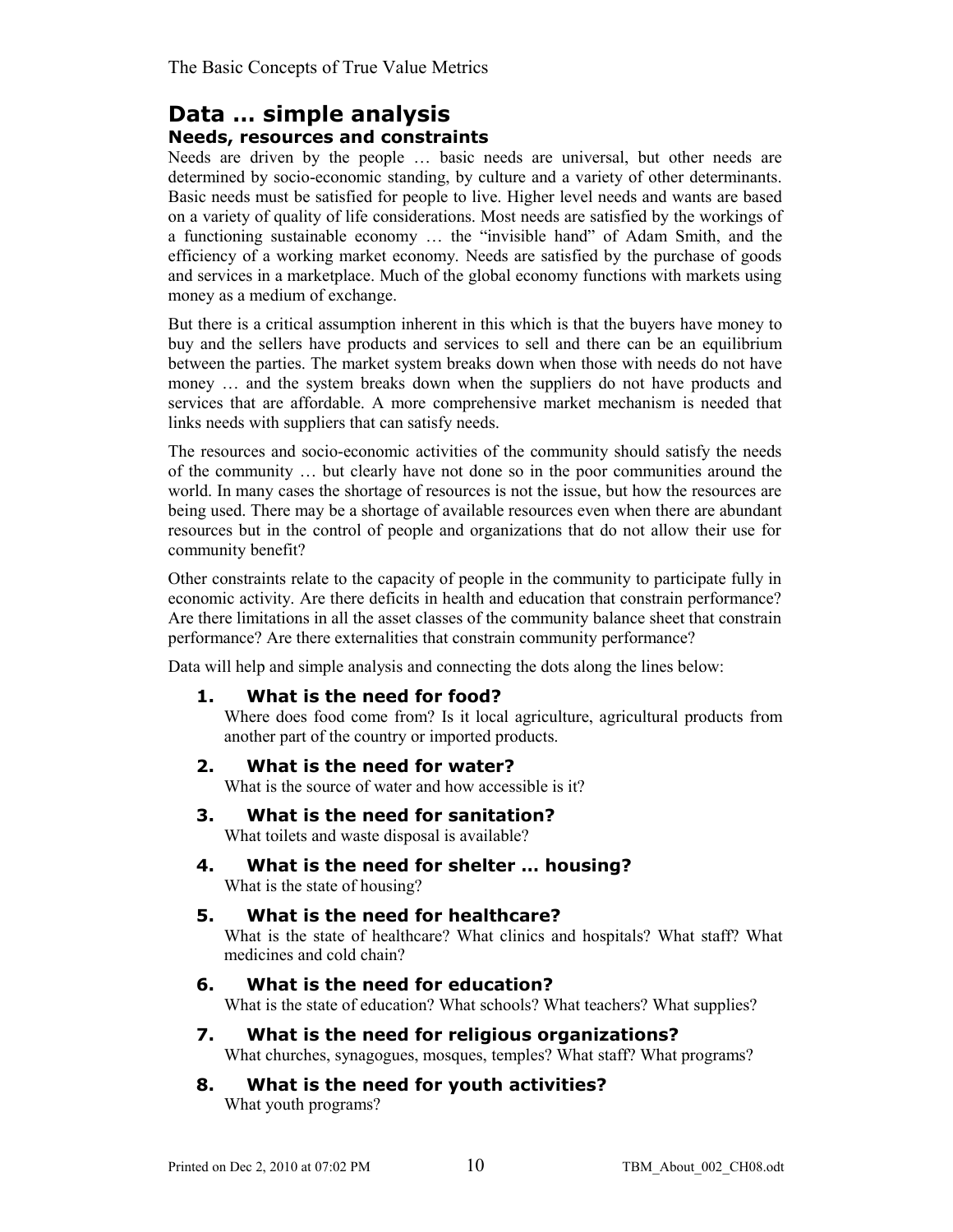## Data … simple analysis

### Needs, resources and constraints

Needs are driven by the people … basic needs are universal, but other needs are determined by socio-economic standing, by culture and a variety of other determinants. Basic needs must be satisfied for people to live. Higher level needs and wants are based on a variety of quality of life considerations. Most needs are satisfied by the workings of a functioning sustainable economy … the "invisible hand" of Adam Smith, and the efficiency of a working market economy. Needs are satisfied by the purchase of goods and services in a marketplace. Much of the global economy functions with markets using money as a medium of exchange.

But there is a critical assumption inherent in this which is that the buyers have money to buy and the sellers have products and services to sell and there can be an equilibrium between the parties. The market system breaks down when those with needs do not have money … and the system breaks down when the suppliers do not have products and services that are affordable. A more comprehensive market mechanism is needed that links needs with suppliers that can satisfy needs.

The resources and socio-economic activities of the community should satisfy the needs of the community … but clearly have not done so in the poor communities around the world. In many cases the shortage of resources is not the issue, but how the resources are being used. There may be a shortage of available resources even when there are abundant resources but in the control of people and organizations that do not allow their use for community benefit?

Other constraints relate to the capacity of people in the community to participate fully in economic activity. Are there deficits in health and education that constrain performance? Are there limitations in all the asset classes of the community balance sheet that constrain performance? Are there externalities that constrain community performance?

Data will help and simple analysis and connecting the dots along the lines below:

1. **What is the need for food?**
   Where does food come from? Is it local agriculture, agricultural products from another part of the country or imported products.

2. **What is the need for water?**
   What is the source of water and how accessible is it?

3. **What is the need for sanitation?**
   What toilets and waste disposal is available?

4. **What is the need for shelter … housing?**
   What is the state of housing?

5. **What is the need for healthcare?**
   What is the state of healthcare? What clinics and hospitals? What staff? What medicines and cold chain?

6. **What is the need for education?**
   What is the state of education? What schools? What teachers? What supplies?

7. **What is the need for religious organizations?**
   What churches, synagogues, mosques, temples? What staff? What programs?

8. **What is the need for youth activities?**
   What youth programs?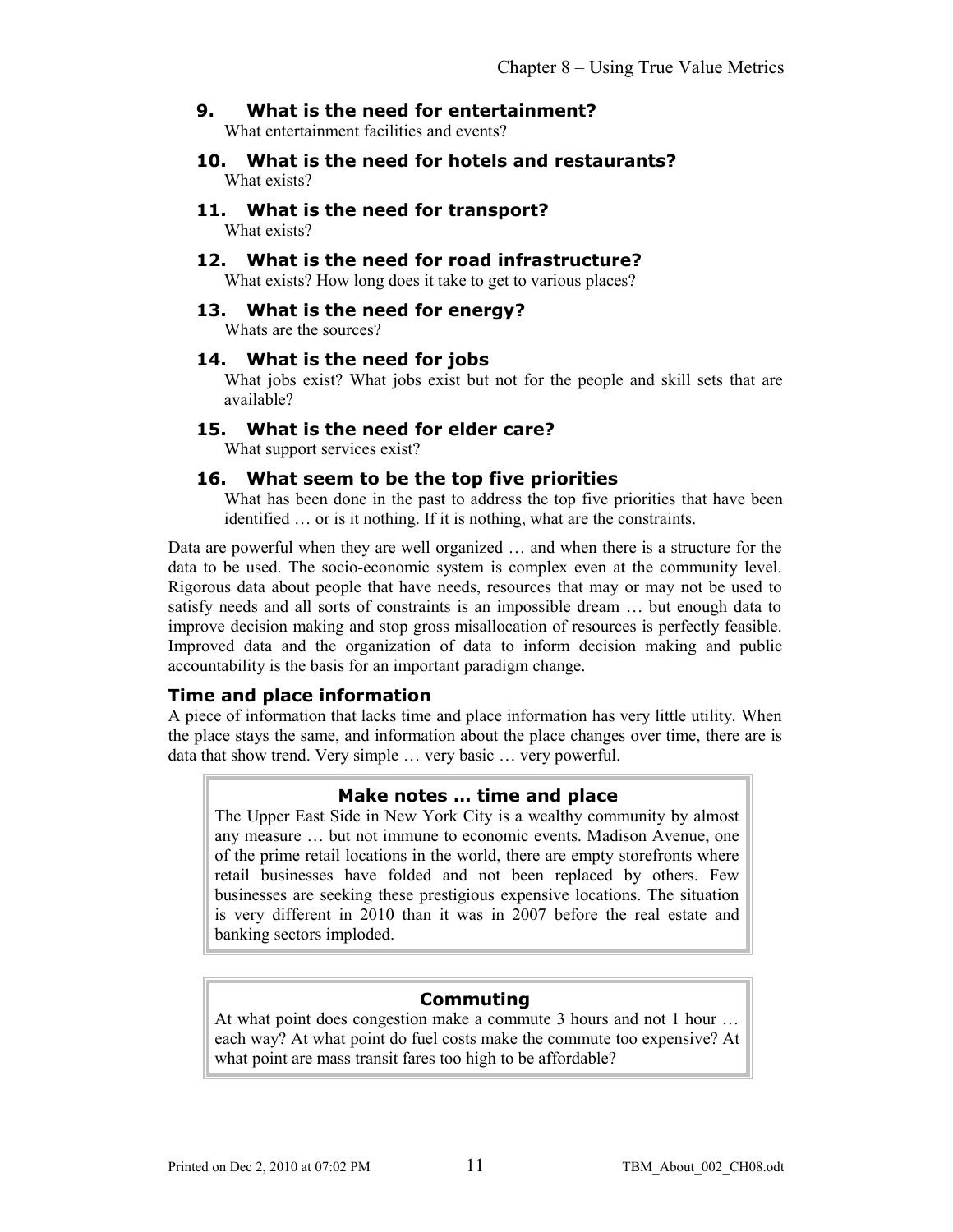### 9. What is the need for entertainment?

What entertainment facilities and events?

### 10. What is the need for hotels and restaurants?

What exists?

### 11. What is the need for transport?

What exists?

### 12. What is the need for road infrastructure?

What exists? How long does it take to get to various places?

### 13. What is the need for energy?

Whats are the sources?

### 14. What is the need for jobs

What jobs exist? What jobs exist but not for the people and skill sets that are available?

### 15. What is the need for elder care?

What support services exist?

### 16. What seem to be the top five priorities

What has been done in the past to address the top five priorities that have been identified … or is it nothing. If it is nothing, what are the constraints.

Data are powerful when they are well organized … and when there is a structure for the data to be used. The socio-economic system is complex even at the community level. Rigorous data about people that have needs, resources that may or may not be used to satisfy needs and all sorts of constraints is an impossible dream … but enough data to improve decision making and stop gross misallocation of resources is perfectly feasible. Improved data and the organization of data to inform decision making and public accountability is the basis for an important paradigm change.

## Time and place information

A piece of information that lacks time and place information has very little utility. When the place stays the same, and information about the place changes over time, there are is data that show trend. Very simple … very basic … very powerful.

> **Make notes … time and place**
>
> The Upper East Side in New York City is a wealthy community by almost any measure … but not immune to economic events. Madison Avenue, one of the prime retail locations in the world, there are empty storefronts where retail businesses have folded and not been replaced by others. Few businesses are seeking these prestigious expensive locations. The situation is very different in 2010 than it was in 2007 before the real estate and banking sectors imploded.

> **Commuting**
>
> At what point does congestion make a commute 3 hours and not 1 hour … each way? At what point do fuel costs make the commute too expensive? At what point are mass transit fares too high to be affordable?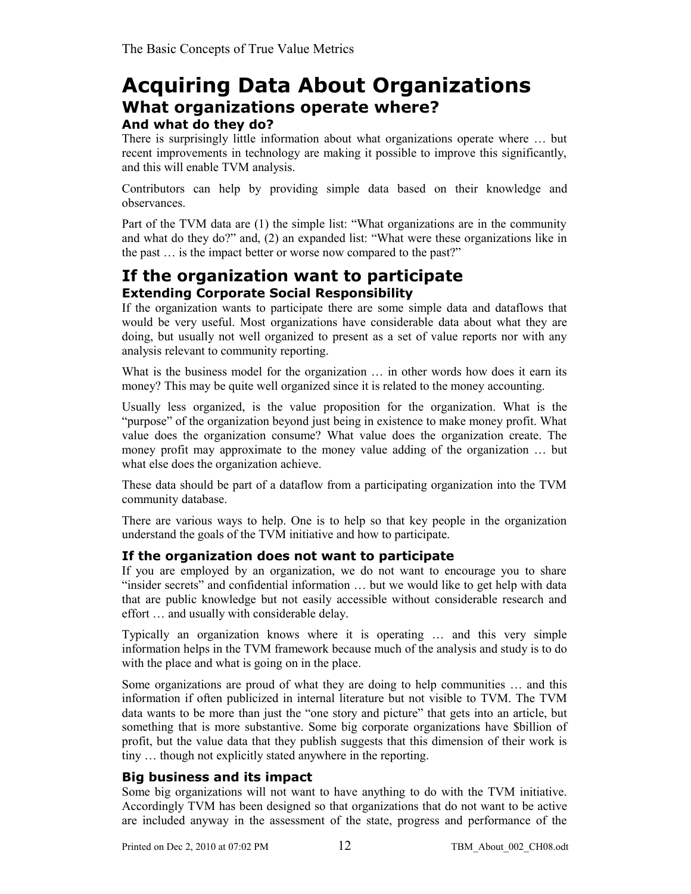# Acquiring Data About Organizations

## What organizations operate where?

### And what do they do?

There is surprisingly little information about what organizations operate where … but recent improvements in technology are making it possible to improve this significantly, and this will enable TVM analysis.

Contributors can help by providing simple data based on their knowledge and observances.

Part of the TVM data are (1) the simple list: "What organizations are in the community and what do they do?" and, (2) an expanded list: "What were these organizations like in the past … is the impact better or worse now compared to the past?"

## If the organization want to participate

### Extending Corporate Social Responsibility

If the organization wants to participate there are some simple data and dataflows that would be very useful. Most organizations have considerable data about what they are doing, but usually not well organized to present as a set of value reports nor with any analysis relevant to community reporting.

What is the business model for the organization … in other words how does it earn its money? This may be quite well organized since it is related to the money accounting.

Usually less organized, is the value proposition for the organization. What is the "purpose" of the organization beyond just being in existence to make money profit. What value does the organization consume? What value does the organization create. The money profit may approximate to the money value adding of the organization … but what else does the organization achieve.

These data should be part of a dataflow from a participating organization into the TVM community database.

There are various ways to help. One is to help so that key people in the organization understand the goals of the TVM initiative and how to participate.

### If the organization does not want to participate

If you are employed by an organization, we do not want to encourage you to share "insider secrets" and confidential information … but we would like to get help with data that are public knowledge but not easily accessible without considerable research and effort … and usually with considerable delay.

Typically an organization knows where it is operating … and this very simple information helps in the TVM framework because much of the analysis and study is to do with the place and what is going on in the place.

Some organizations are proud of what they are doing to help communities … and this information if often publicized in internal literature but not visible to TVM. The TVM data wants to be more than just the "one story and picture" that gets into an article, but something that is more substantive. Some big corporate organizations have $billion of profit, but the value data that they publish suggests that this dimension of their work is tiny … though not explicitly stated anywhere in the reporting.

### Big business and its impact

Some big organizations will not want to have anything to do with the TVM initiative. Accordingly TVM has been designed so that organizations that do not want to be active are included anyway in the assessment of the state, progress and performance of the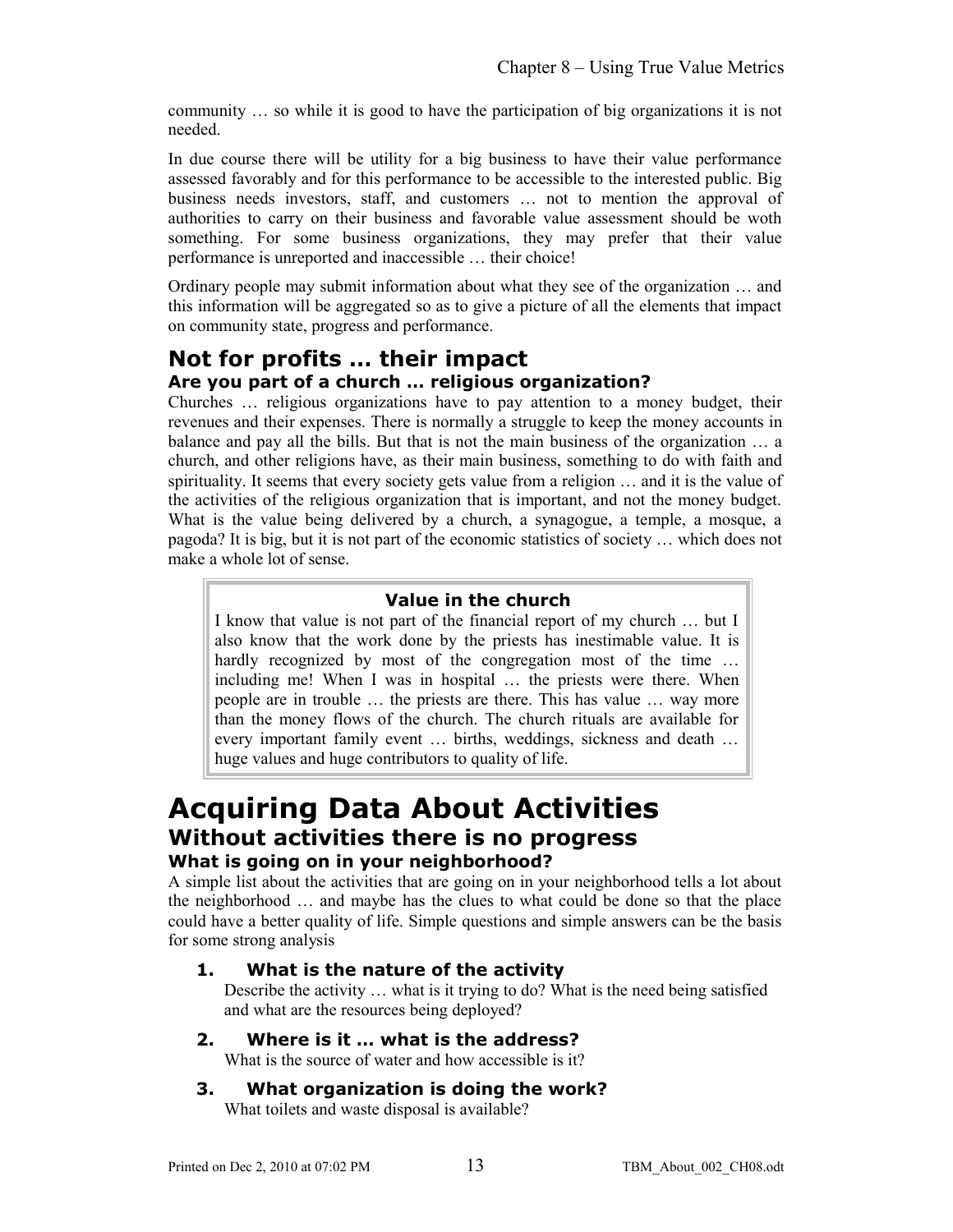community … so while it is good to have the participation of big organizations it is not needed.

In due course there will be utility for a big business to have their value performance assessed favorably and for this performance to be accessible to the interested public. Big business needs investors, staff, and customers … not to mention the approval of authorities to carry on their business and favorable value assessment should be woth something. For some business organizations, they may prefer that their value performance is unreported and inaccessible … their choice!

Ordinary people may submit information about what they see of the organization … and this information will be aggregated so as to give a picture of all the elements that impact on community state, progress and performance.

## Not for profits … their impact

### Are you part of a church … religious organization?

Churches … religious organizations have to pay attention to a money budget, their revenues and their expenses. There is normally a struggle to keep the money accounts in balance and pay all the bills. But that is not the main business of the organization … a church, and other religions have, as their main business, something to do with faith and spirituality. It seems that every society gets value from a religion … and it is the value of the activities of the religious organization that is important, and not the money budget. What is the value being delivered by a church, a synagogue, a temple, a mosque, a pagoda? It is big, but it is not part of the economic statistics of society … which does not make a whole lot of sense.

> **Value in the church**
>
> I know that value is not part of the financial report of my church … but I also know that the work done by the priests has inestimable value. It is hardly recognized by most of the congregation most of the time … including me! When I was in hospital … the priests were there. When people are in trouble … the priests are there. This has value … way more than the money flows of the church. The church rituals are available for every important family event … births, weddings, sickness and death … huge values and huge contributors to quality of life.

# Acquiring Data About Activities

## Without activities there is no progress

### What is going on in your neighborhood?

A simple list about the activities that are going on in your neighborhood tells a lot about the neighborhood … and maybe has the clues to what could be done so that the place could have a better quality of life. Simple questions and simple answers can be the basis for some strong analysis

1. **What is the nature of the activity**
   Describe the activity … what is it trying to do? What is the need being satisfied and what are the resources being deployed?

2. **Where is it … what is the address?**
   What is the source of water and how accessible is it?

3. **What organization is doing the work?**
   What toilets and waste disposal is available?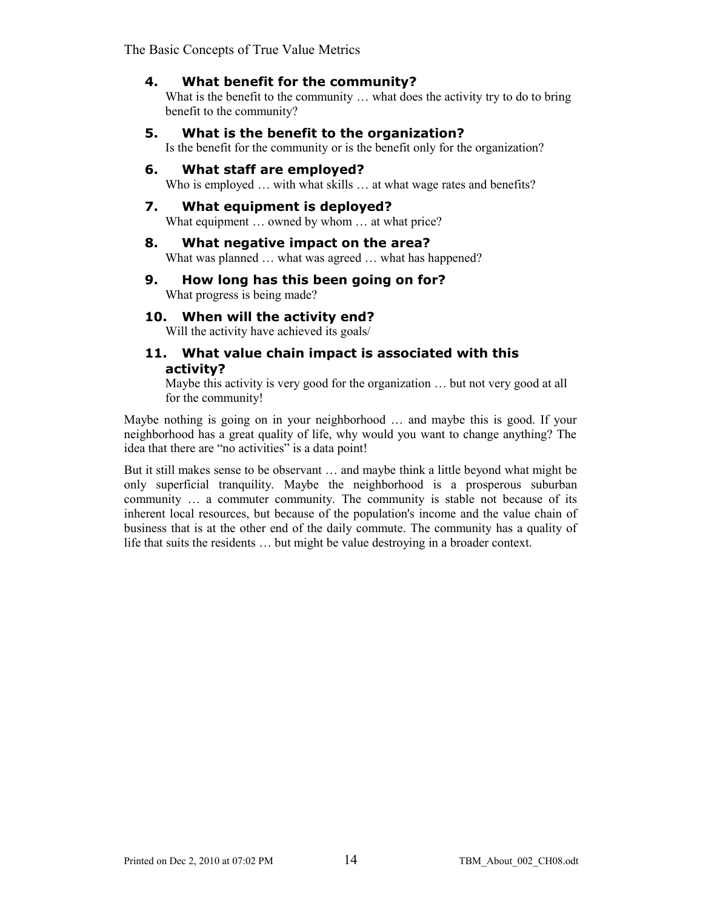4. **What benefit for the community?**
   What is the benefit to the community … what does the activity try to do to bring benefit to the community?

5. **What is the benefit to the organization?**
   Is the benefit for the community or is the benefit only for the organization?

6. **What staff are employed?**
   Who is employed … with what skills … at what wage rates and benefits?

7. **What equipment is deployed?**
   What equipment … owned by whom … at what price?

8. **What negative impact on the area?**
   What was planned … what was agreed … what has happened?

9. **How long has this been going on for?**
   What progress is being made?

10. **When will the activity end?**
    Will the activity have achieved its goals/

11. **What value chain impact is associated with this activity?**
    Maybe this activity is very good for the organization … but not very good at all for the community!

Maybe nothing is going on in your neighborhood … and maybe this is good. If your neighborhood has a great quality of life, why would you want to change anything? The idea that there are "no activities" is a data point!

But it still makes sense to be observant … and maybe think a little beyond what might be only superficial tranquility. Maybe the neighborhood is a prosperous suburban community … a commuter community. The community is stable not because of its inherent local resources, but because of the population's income and the value chain of business that is at the other end of the daily commute. The community has a quality of life that suits the residents … but might be value destroying in a broader context.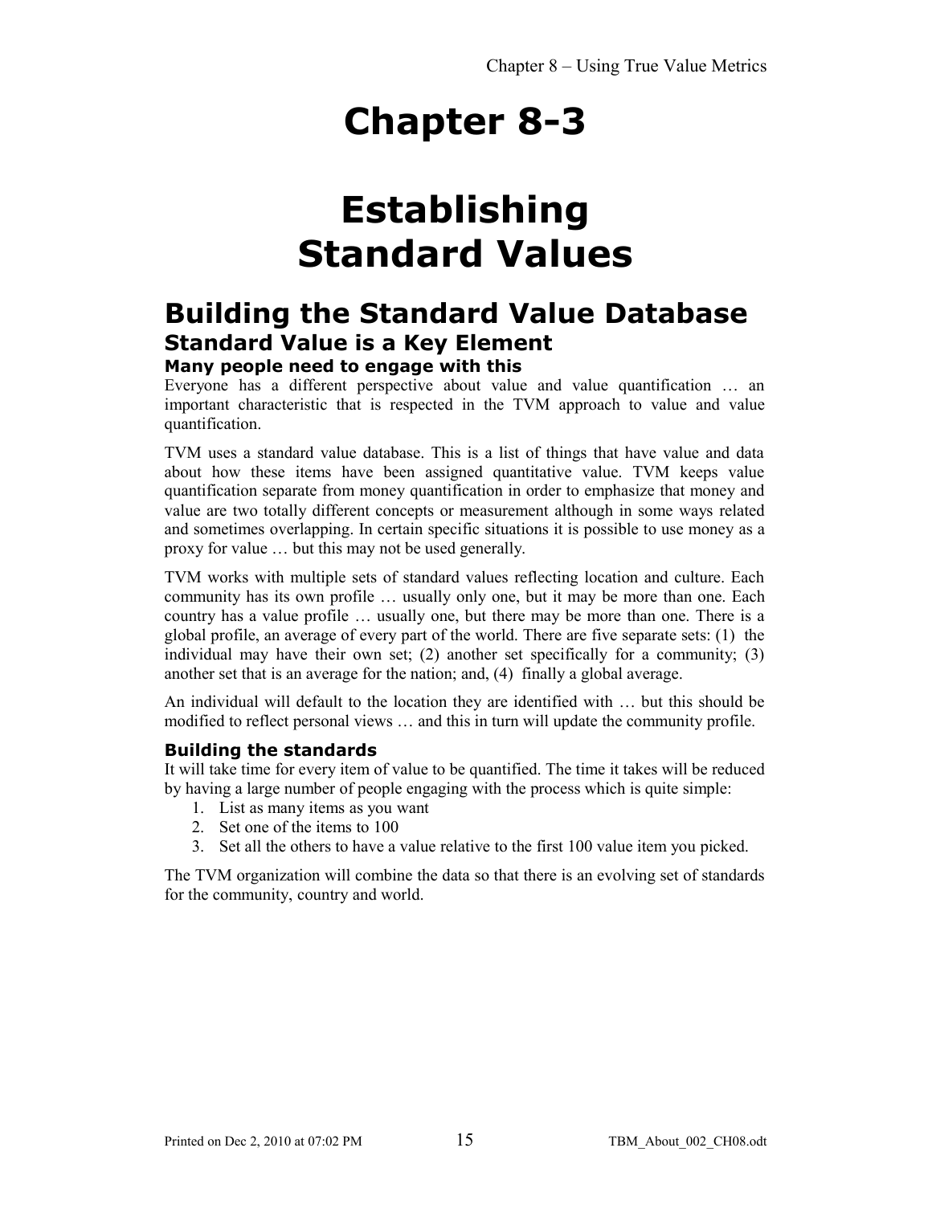# Chapter 8-3

# Establishing Standard Values

## Building the Standard Value Database

### Standard Value is a Key Element

#### Many people need to engage with this

Everyone has a different perspective about value and value quantification … an important characteristic that is respected in the TVM approach to value and value quantification.

TVM uses a standard value database. This is a list of things that have value and data about how these items have been assigned quantitative value. TVM keeps value quantification separate from money quantification in order to emphasize that money and value are two totally different concepts or measurement although in some ways related and sometimes overlapping. In certain specific situations it is possible to use money as a proxy for value … but this may not be used generally.

TVM works with multiple sets of standard values reflecting location and culture. Each community has its own profile … usually only one, but it may be more than one. Each country has a value profile … usually one, but there may be more than one. There is a global profile, an average of every part of the world. There are five separate sets: (1) the individual may have their own set; (2) another set specifically for a community; (3) another set that is an average for the nation; and, (4) finally a global average.

An individual will default to the location they are identified with … but this should be modified to reflect personal views … and this in turn will update the community profile.

#### Building the standards

It will take time for every item of value to be quantified. The time it takes will be reduced by having a large number of people engaging with the process which is quite simple:

1. List as many items as you want
2. Set one of the items to 100
3. Set all the others to have a value relative to the first 100 value item you picked.

The TVM organization will combine the data so that there is an evolving set of standards for the community, country and world.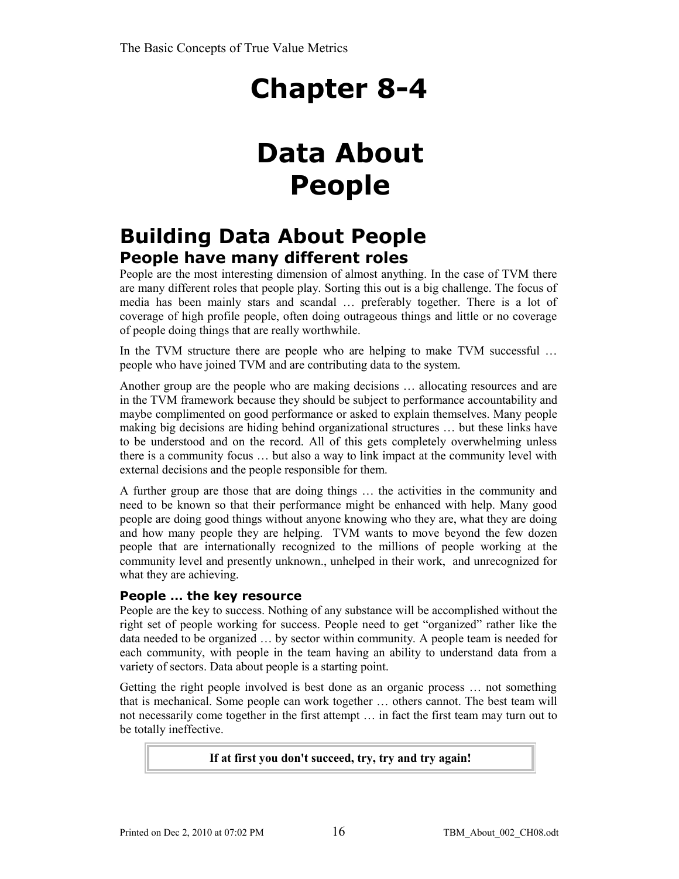# Chapter 8-4

# Data About People

## Building Data About People

### People have many different roles

People are the most interesting dimension of almost anything. In the case of TVM there are many different roles that people play. Sorting this out is a big challenge. The focus of media has been mainly stars and scandal … preferably together. There is a lot of coverage of high profile people, often doing outrageous things and little or no coverage of people doing things that are really worthwhile.

In the TVM structure there are people who are helping to make TVM successful … people who have joined TVM and are contributing data to the system.

Another group are the people who are making decisions … allocating resources and are in the TVM framework because they should be subject to performance accountability and maybe complimented on good performance or asked to explain themselves. Many people making big decisions are hiding behind organizational structures … but these links have to be understood and on the record. All of this gets completely overwhelming unless there is a community focus … but also a way to link impact at the community level with external decisions and the people responsible for them.

A further group are those that are doing things … the activities in the community and need to be known so that their performance might be enhanced with help. Many good people are doing good things without anyone knowing who they are, what they are doing and how many people they are helping. TVM wants to move beyond the few dozen people that are internationally recognized to the millions of people working at the community level and presently unknown., unhelped in their work, and unrecognized for what they are achieving.

#### People … the key resource

People are the key to success. Nothing of any substance will be accomplished without the right set of people working for success. People need to get "organized" rather like the data needed to be organized … by sector within community. A people team is needed for each community, with people in the team having an ability to understand data from a variety of sectors. Data about people is a starting point.

Getting the right people involved is best done as an organic process … not something that is mechanical. Some people can work together … others cannot. The best team will not necessarily come together in the first attempt … in fact the first team may turn out to be totally ineffective.

**If at first you don't succeed, try, try and try again!**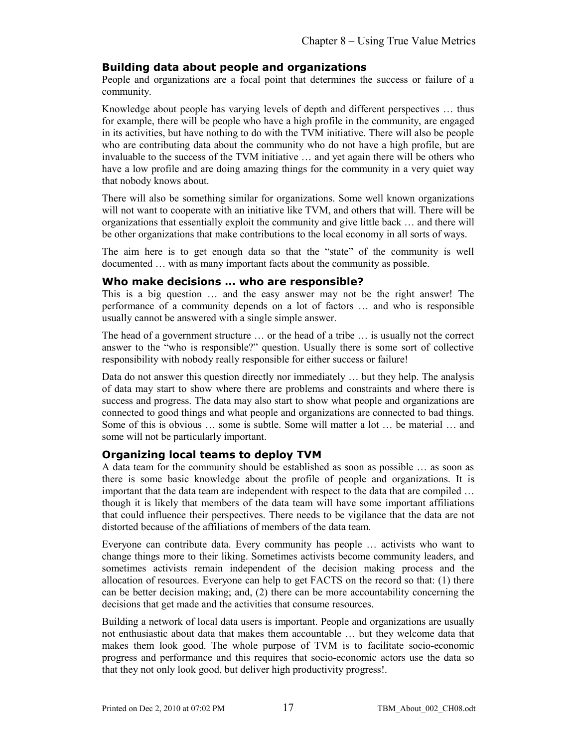### Building data about people and organizations

People and organizations are a focal point that determines the success or failure of a community.

Knowledge about people has varying levels of depth and different perspectives … thus for example, there will be people who have a high profile in the community, are engaged in its activities, but have nothing to do with the TVM initiative. There will also be people who are contributing data about the community who do not have a high profile, but are invaluable to the success of the TVM initiative … and yet again there will be others who have a low profile and are doing amazing things for the community in a very quiet way that nobody knows about.

There will also be something similar for organizations. Some well known organizations will not want to cooperate with an initiative like TVM, and others that will. There will be organizations that essentially exploit the community and give little back … and there will be other organizations that make contributions to the local economy in all sorts of ways.

The aim here is to get enough data so that the "state" of the community is well documented … with as many important facts about the community as possible.

### Who make decisions … who are responsible?

This is a big question … and the easy answer may not be the right answer! The performance of a community depends on a lot of factors … and who is responsible usually cannot be answered with a single simple answer.

The head of a government structure … or the head of a tribe … is usually not the correct answer to the "who is responsible?" question. Usually there is some sort of collective responsibility with nobody really responsible for either success or failure!

Data do not answer this question directly nor immediately … but they help. The analysis of data may start to show where there are problems and constraints and where there is success and progress. The data may also start to show what people and organizations are connected to good things and what people and organizations are connected to bad things. Some of this is obvious … some is subtle. Some will matter a lot … be material … and some will not be particularly important.

### Organizing local teams to deploy TVM

A data team for the community should be established as soon as possible … as soon as there is some basic knowledge about the profile of people and organizations. It is important that the data team are independent with respect to the data that are compiled … though it is likely that members of the data team will have some important affiliations that could influence their perspectives. There needs to be vigilance that the data are not distorted because of the affiliations of members of the data team.

Everyone can contribute data. Every community has people … activists who want to change things more to their liking. Sometimes activists become community leaders, and sometimes activists remain independent of the decision making process and the allocation of resources. Everyone can help to get FACTS on the record so that: (1) there can be better decision making; and, (2) there can be more accountability concerning the decisions that get made and the activities that consume resources.

Building a network of local data users is important. People and organizations are usually not enthusiastic about data that makes them accountable … but they welcome data that makes them look good. The whole purpose of TVM is to facilitate socio-economic progress and performance and this requires that socio-economic actors use the data so that they not only look good, but deliver high productivity progress!.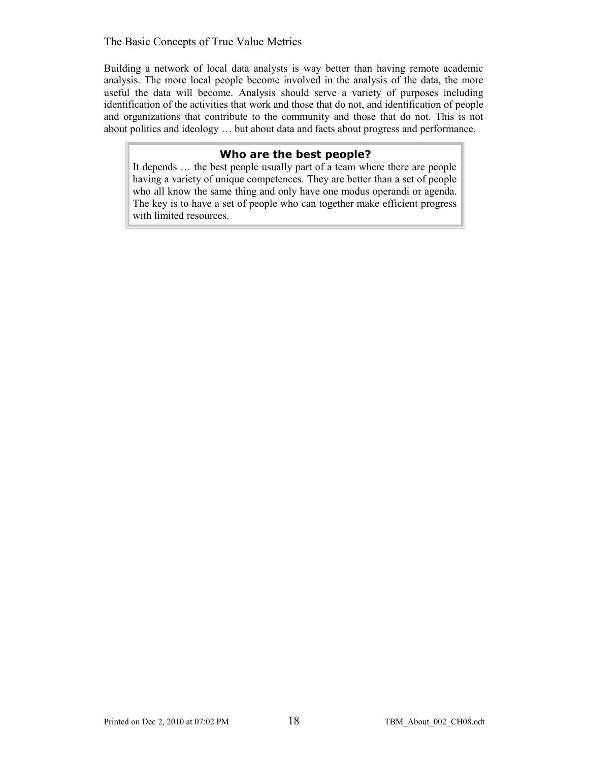Building a network of local data analysts is way better than having remote academic analysis. The more local people become involved in the analysis of the data, the more useful the data will become. Analysis should serve a variety of purposes including identification of the activities that work and those that do not, and identification of people and organizations that contribute to the community and those that do not. This is not about politics and ideology … but about data and facts about progress and performance.

> **Who are the best people?**
>
> It depends … the best people usually part of a team where there are people having a variety of unique competences. They are better than a set of people who all know the same thing and only have one modus operandi or agenda. The key is to have a set of people who can together make efficient progress with limited resources.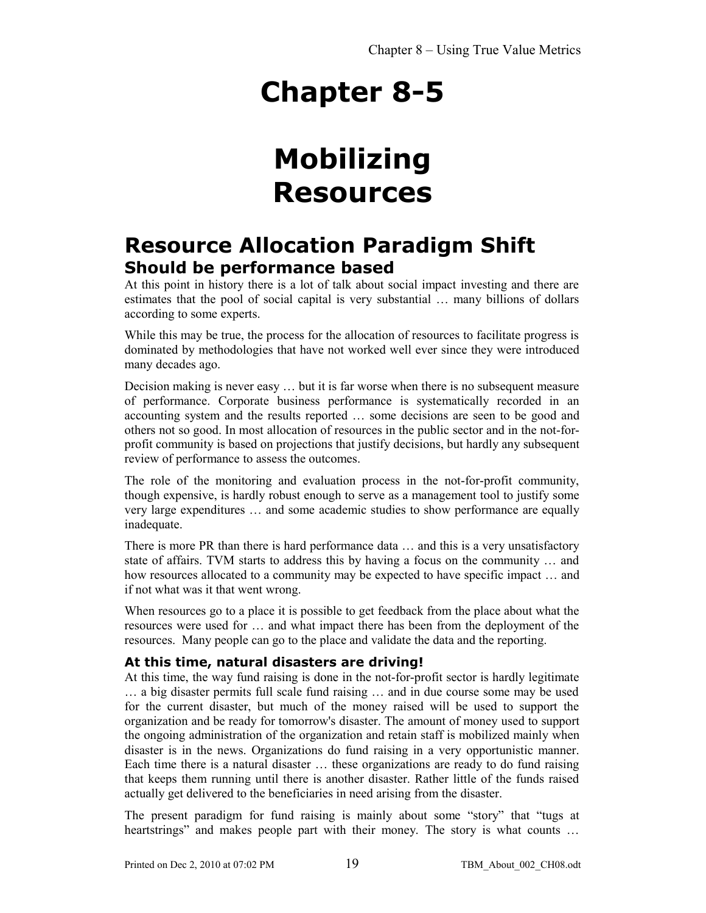# Chapter 8-5

# Mobilizing Resources

## Resource Allocation Paradigm Shift

### Should be performance based

At this point in history there is a lot of talk about social impact investing and there are estimates that the pool of social capital is very substantial … many billions of dollars according to some experts.

While this may be true, the process for the allocation of resources to facilitate progress is dominated by methodologies that have not worked well ever since they were introduced many decades ago.

Decision making is never easy … but it is far worse when there is no subsequent measure of performance. Corporate business performance is systematically recorded in an accounting system and the results reported … some decisions are seen to be good and others not so good. In most allocation of resources in the public sector and in the not-for-profit community is based on projections that justify decisions, but hardly any subsequent review of performance to assess the outcomes.

The role of the monitoring and evaluation process in the not-for-profit community, though expensive, is hardly robust enough to serve as a management tool to justify some very large expenditures … and some academic studies to show performance are equally inadequate.

There is more PR than there is hard performance data … and this is a very unsatisfactory state of affairs. TVM starts to address this by having a focus on the community … and how resources allocated to a community may be expected to have specific impact … and if not what was it that went wrong.

When resources go to a place it is possible to get feedback from the place about what the resources were used for … and what impact there has been from the deployment of the resources. Many people can go to the place and validate the data and the reporting.

#### At this time, natural disasters are driving!

At this time, the way fund raising is done in the not-for-profit sector is hardly legitimate … a big disaster permits full scale fund raising … and in due course some may be used for the current disaster, but much of the money raised will be used to support the organization and be ready for tomorrow's disaster. The amount of money used to support the ongoing administration of the organization and retain staff is mobilized mainly when disaster is in the news. Organizations do fund raising in a very opportunistic manner. Each time there is a natural disaster … these organizations are ready to do fund raising that keeps them running until there is another disaster. Rather little of the funds raised actually get delivered to the beneficiaries in need arising from the disaster.

The present paradigm for fund raising is mainly about some "story" that "tugs at heartstrings" and makes people part with their money. The story is what counts …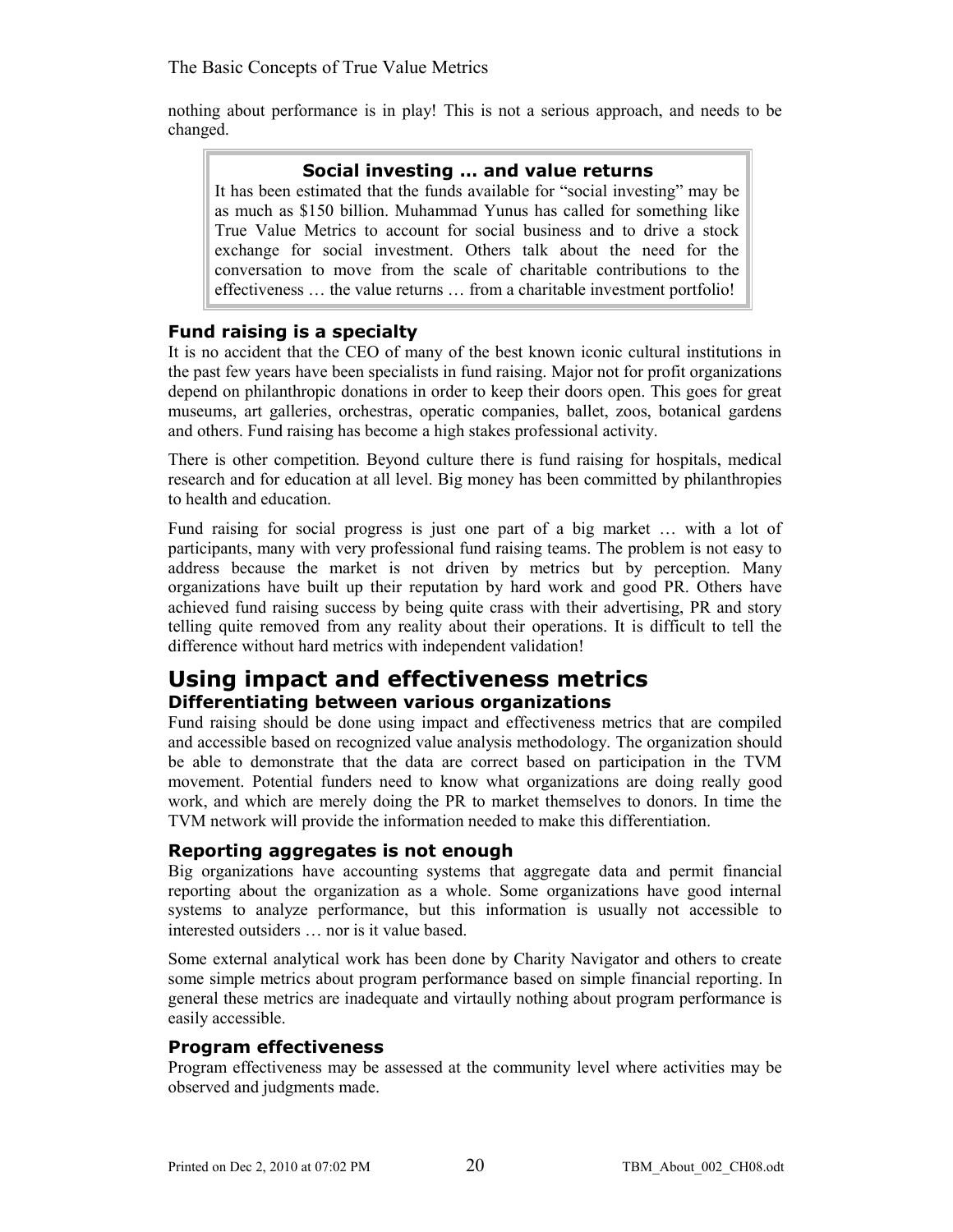nothing about performance is in play! This is not a serious approach, and needs to be changed.

> **Social investing … and value returns**
>
> It has been estimated that the funds available for "social investing" may be as much as $150 billion. Muhammad Yunus has called for something like True Value Metrics to account for social business and to drive a stock exchange for social investment. Others talk about the need for the conversation to move from the scale of charitable contributions to the effectiveness … the value returns … from a charitable investment portfolio!

### Fund raising is a specialty

It is no accident that the CEO of many of the best known iconic cultural institutions in the past few years have been specialists in fund raising. Major not for profit organizations depend on philanthropic donations in order to keep their doors open. This goes for great museums, art galleries, orchestras, operatic companies, ballet, zoos, botanical gardens and others. Fund raising has become a high stakes professional activity.

There is other competition. Beyond culture there is fund raising for hospitals, medical research and for education at all level. Big money has been committed by philanthropies to health and education.

Fund raising for social progress is just one part of a big market … with a lot of participants, many with very professional fund raising teams. The problem is not easy to address because the market is not driven by metrics but by perception. Many organizations have built up their reputation by hard work and good PR. Others have achieved fund raising success by being quite crass with their advertising, PR and story telling quite removed from any reality about their operations. It is difficult to tell the difference without hard metrics with independent validation!

## Using impact and effectiveness metrics

### Differentiating between various organizations

Fund raising should be done using impact and effectiveness metrics that are compiled and accessible based on recognized value analysis methodology. The organization should be able to demonstrate that the data are correct based on participation in the TVM movement. Potential funders need to know what organizations are doing really good work, and which are merely doing the PR to market themselves to donors. In time the TVM network will provide the information needed to make this differentiation.

### Reporting aggregates is not enough

Big organizations have accounting systems that aggregate data and permit financial reporting about the organization as a whole. Some organizations have good internal systems to analyze performance, but this information is usually not accessible to interested outsiders … nor is it value based.

Some external analytical work has been done by Charity Navigator and others to create some simple metrics about program performance based on simple financial reporting. In general these metrics are inadequate and virtually nothing about program performance is easily accessible.

### Program effectiveness

Program effectiveness may be assessed at the community level where activities may be observed and judgments made.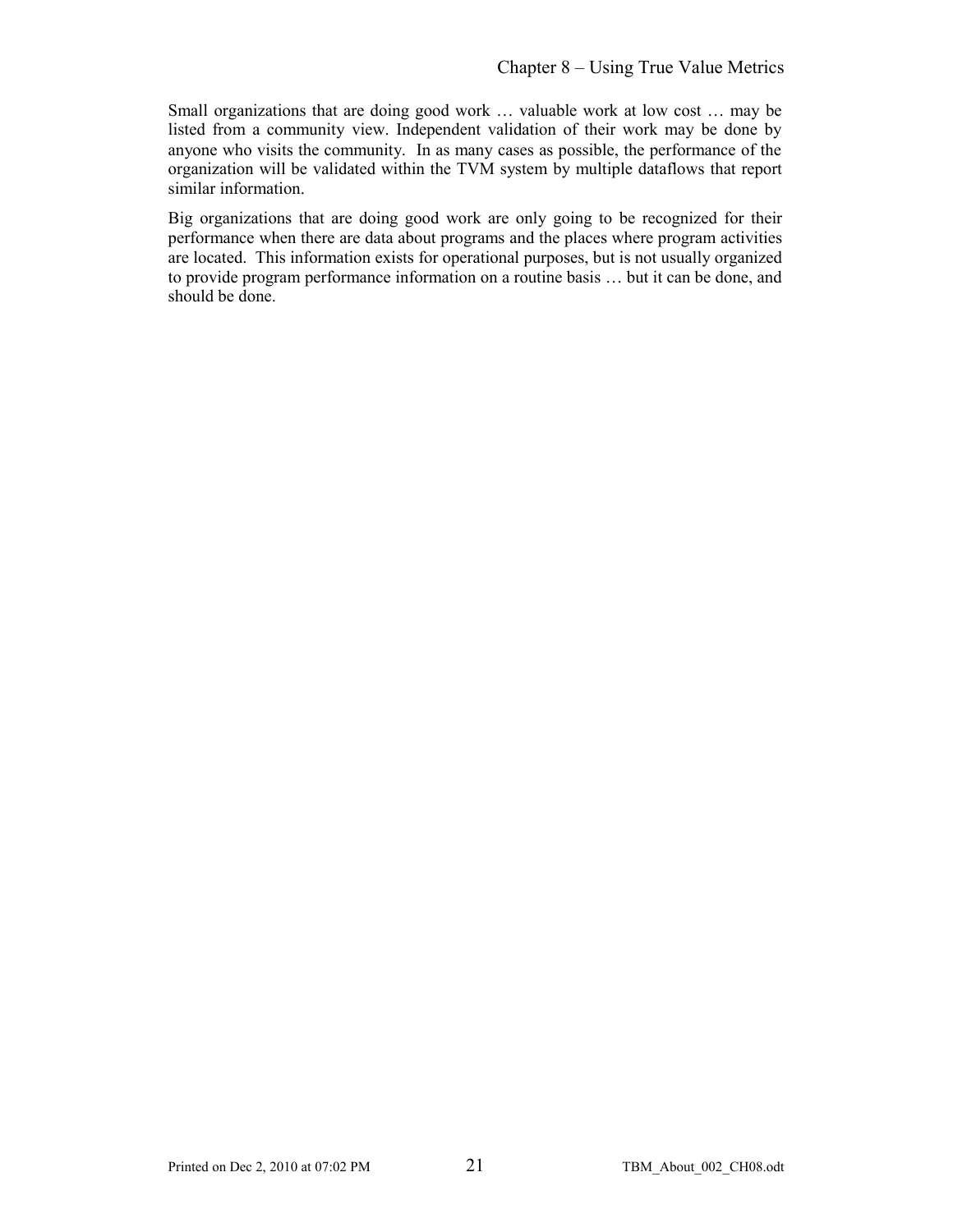Small organizations that are doing good work … valuable work at low cost … may be listed from a community view. Independent validation of their work may be done by anyone who visits the community. In as many cases as possible, the performance of the organization will be validated within the TVM system by multiple dataflows that report similar information.

Big organizations that are doing good work are only going to be recognized for their performance when there are data about programs and the places where program activities are located. This information exists for operational purposes, but is not usually organized to provide program performance information on a routine basis … but it can be done, and should be done.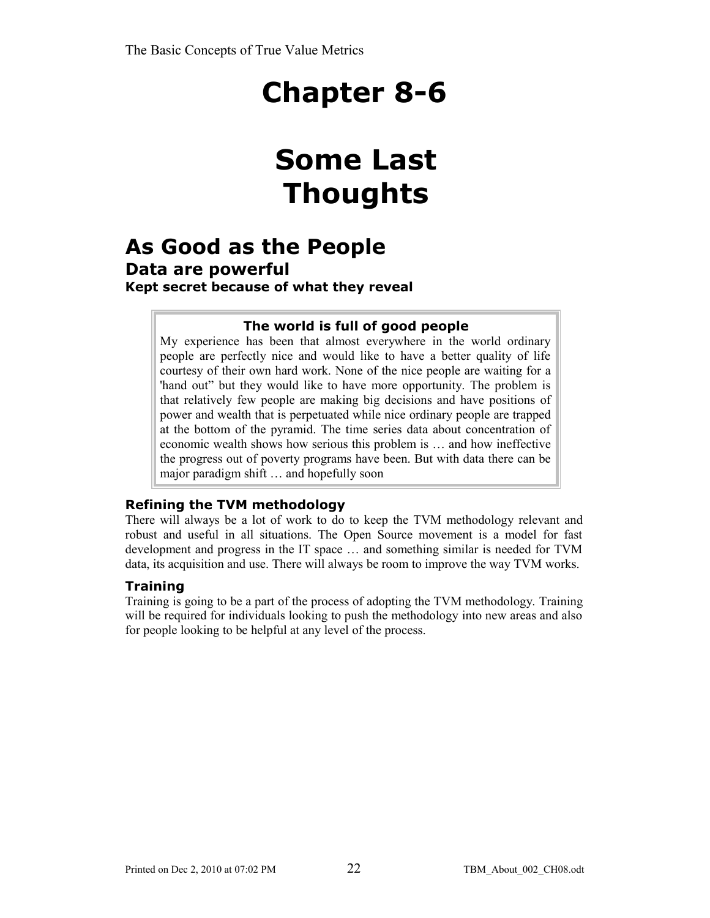# Chapter 8-6

# Some Last Thoughts

## As Good as the People

### Data are powerful

#### Kept secret because of what they reveal

> **The world is full of good people**
>
> My experience has been that almost everywhere in the world ordinary people are perfectly nice and would like to have a better quality of life courtesy of their own hard work. None of the nice people are waiting for a 'hand out" but they would like to have more opportunity. The problem is that relatively few people are making big decisions and have positions of power and wealth that is perpetuated while nice ordinary people are trapped at the bottom of the pyramid. The time series data about concentration of economic wealth shows how serious this problem is … and how ineffective the progress out of poverty programs have been. But with data there can be major paradigm shift … and hopefully soon

#### Refining the TVM methodology

There will always be a lot of work to do to keep the TVM methodology relevant and robust and useful in all situations. The Open Source movement is a model for fast development and progress in the IT space … and something similar is needed for TVM data, its acquisition and use. There will always be room to improve the way TVM works.

#### Training

Training is going to be a part of the process of adopting the TVM methodology. Training will be required for individuals looking to push the methodology into new areas and also for people looking to be helpful at any level of the process.